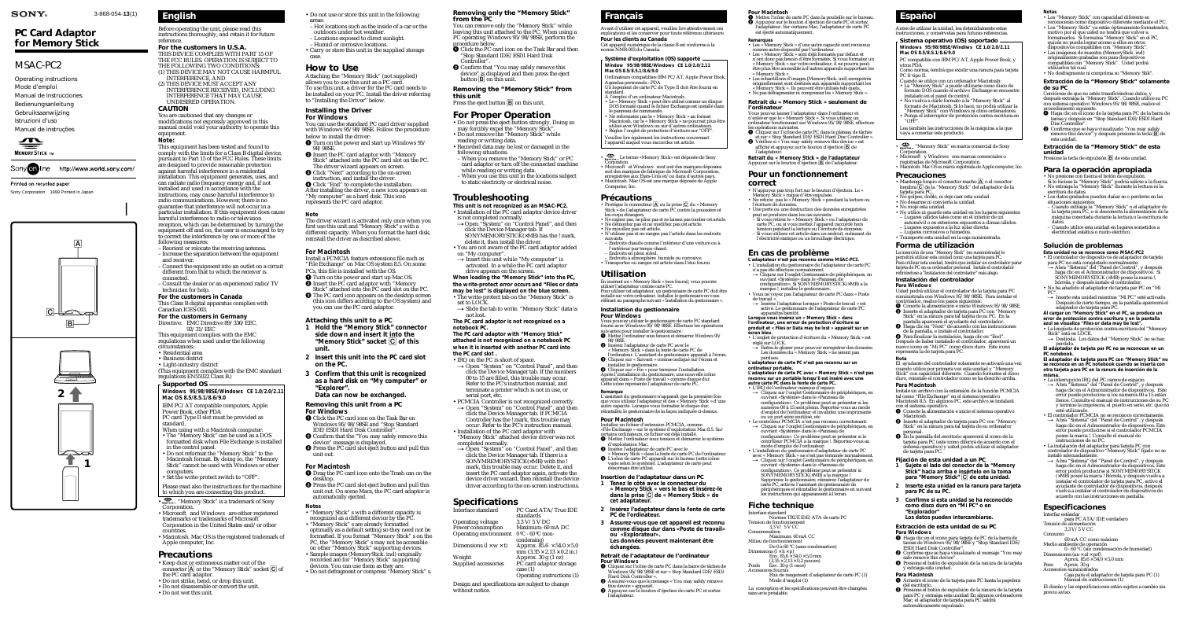SONY

3-868-054-**13**(1)

# PC Card Adaptor for Memory Stick

## MSAC-PC2

Operating instructions
Mode d'emploi
Manual de instrucciones
Bedienungsanleitung
Gebruiksaanwijzing
Istruzioni d'uso
Manual de instruções

MEMORY STICK

Sony online http://www.world.sony.com/

Printed on recycling paper

Sony Corporation 1999 Printed in Japan

# English

Before operating the unit, please read this instructions thoroughly, and retain it for future reference.

## For the customers in U.S.A.

THIS DEVICE COMPLIES WITH PART 15 OF THE FCC RULES. OPERATION IS SUBJECT TO THE FOLLOWING TWO CONDITIONS:
(1) THIS DEVICE MAY NOT CAUSE HARMFUL INTERFERENCE, AND
(2) THIS DEVICE MUST ACCEPT ANY INTERFERENCE RECEIVED, INCLUDING INTERFERENCE THAT MAY CAUSE UNDESIRED OPERATION.

## CAUTION

You are cautioned that any changes or modifications not expressly approved in this manual could void your authority to operate this equipment.

**Note:**

This equipment has been tested and found to comply with the limits for a Class B digital device, pursuant to Part 15 of the FCC Rules. These limits are designed to provide reasonable protection against harmful interference in a residential installation. This equipment generates, uses, and can radiate radio frequency energy and, if not installed and used in accordance with the instructions, may cause harmful interference to radio communications. However, there is no guarantee that interference will not occur in a particular installation. If this equipment does cause harmful interference to radio or television reception, which can be determined by turning the equipment off and on, the user is encouraged to try to correct the interference by one or more of the following measures:
– Reorient or relocate the receiving antenna.
– Increase the separation between the equipment and receiver.
– Connect the equipment into an outlet on a circuit different from that to which the receiver is connected.
– Consult the dealer or an experienced radio/ TV technician for help.

## For the customers in Canada

This Class B digital apparatus complies with Canadian ICES-003.

## For the customers in Germany

Directive: EMC Directive 89/336/EEC. 92/31/EEC

This equipment complies with the EMC regulations when used under the following circumstances:
• Residential area
• Business district
• Light-industry district

(This equipment complies with the EMC standard regulations EN55022 Class B.)

### Supported OS

**Windows 95/98/98SE/Windows CE 1.0/2.0/2.11**
**Mac OS 8.5/8.5.1/8.6/9.0**

IBM PC/AT compatible computers, Apple Power Book, other PDA

PC card Type II slot must be provided as standard.

When using with a Macintosh computer:
• The "Memory Stick" can be used as a DOS formatted disk when File Exchange is installed in the control panel.
• Do not reformat the "Memory Stick" to the Macintosh format. By doing so, the "Memory Stick" cannot be used with Windows or other computers.
• Set the write-protect switch to "OFF".

Please read also the instructions for the machine to which you are connecting this product.

• MEMORY STICK, "Memory Stick" is a trademark of Sony Corporation.
• Microsoft and Windows are either registered trademarks or trademarks of Microsoft Corporation in the United States and/or other countries.
• Macintosh. Mac OS is the registered trademark of Apple computer, Inc.

## Precautions

• Keep dust or extraneous matter out of the connector [A] or the "Memory Stick" socket [C] of the PC card adaptor.
• Do not strike, bend, or drop this unit.
• Do not disassemble or convert this unit.
• Do not wet this unit.
• Do not use or store this unit in the following areas:
  – Hot locations such as the inside of a car or the outdoors under hot weather.
  – Locations exposed to direct sunlight.
  – Humid or corrosive locations.
• Carry or store this unit in the supplied storage case.

## How to Use

Attaching the "Memory Stick" (not supplied) allows you to use this unit as a PC card.
To use this unit, a driver for the PC card needs to be installed on your PC. Install the driver referring to "Installing the Driver" below.

### Installing the Driver

**For Windows**

You can use the standard PC card driver supplied with Windows 95/98/98SE. Follow the procedure below to install the driver:

❶ Turn on the power and start up Windows 95/98/98SE.
❷ Insert the PC card adaptor with "Memory Stick" attached into the PC card slot on the PC. The driver wizard appears on screen.
❸ Click "Next" according to the on-screen instruction, and install the driver.
❹ Click "End" to complete the installation.

After installing the driver, a new icon appears on "My computer" as a hard disk. This icon represents the PC card adaptor.

**Note**

The driver wizard is activated only one when you first use this unit and "Memory Stick" with a different capacity. When you format the hard disk, reinstall the driver as described above.

**For Macintosh**

Install a PCMCIA feature extensions file such as "File Exchange" on Mac OS system 8.5. On some PCs, this file is installed with the OS.

❶ Turn on the power and start up Mac OS.
❷ Insert the PC card adaptor with "Memory Stick" attached into the PC card slot on the PC.
❸ The PC card icon appears on the desktop screen (this icon differs according to the OS system) and you can use the PC card adaptor.

### Attaching this unit to a PC

**1 Hold the "Memory Stick" connector side down and insert it into the "Memory Stick" socket [C] of this unit.**

**2 Insert this unit into the PC card slot on the PC.**

**3 Confirm that this unit is recognized as a hard disk on "My computer" or "Explorer".**

**Data can now be exchanged.**

### Removing this unit from a PC

**For Windows**

❶ Click the PC card icon on the Task Bar on Windows 95/98/98SE and "Stop Standard IDE/ESDI Hard Disk Controller".
❷ Confirm that the "You may safely remove this device" message is displayed.
❸ Press the PC card slot eject button and pull this unit out.

**For Macintosh**

❶ Drag the PC card icon onto the Trash can on the desktop.
❷ Press the PC card slot eject button and pull this unit out. On some Macs, the PC card adaptor is automatically ejected.

**Notes**

• "Memory Stick" s with a different capacity is recognized as a different device by the PC.
• "Memory Stick" s are already formatted optimally as a default setting so they need not be formatted. If you format "Memory Stick" s on the PC, the "Memory stick" s may not be accessible on other "Memory Stick" supporting devices.
• Sample images (Memory Stick. incl) originally recorded are for "Memory Stick" supporting devices. You can use them as they are.
• Do not defragment or compress "Memory Stick" s.

### Removing only the "Memory Stick" from the PC

You can remove only the "Memory Stick" while leaving this unit attached to the PC. When using a PC operating Windows 95/98/98SE, perform the procedure below.

❶ Click the PC card icon on the Task Bar and then "Stop Standard IDE/ESDI Hard Disk Controller".
❷ Confirm that "You may safely remove this device" is displayed and then press the eject button [B] on this unit.

### Removing the "Memory Stick" from this unit

Press the eject button [B] on this unit.

## For Proper Operation

• Do not press the eject button strongly. Doing so may forcibly eject the "Memory Stick".
• Do not remove the "Memory Stick" while reading or writing data.
• Recorded data may be lost or damaged in the following situations:
  – When you remove the "Memory Stick" or PC card adaptor or turn off the connected machine while reading or writing data.
  – When you use this unit in the locations subject to static electricity or electrical noise.

## Troubleshooting

**This unit is not recognized as an MSAC-PC2.**

• Installation of the PC card adaptor device driver is not completed normally.
  → Open "System" on "Control Panel", and then click the Device Manager tab. If SONYMEMORYSTICK(xMB) has the ! mark, delete it, then install the driver.
• You are not aware of the PC card adaptor added on "My computer".
  → Insert this unit while "My computer" is activated. In a while the PC card adaptor drive appears on the screen.

**When loading the "Memory Stick" into the PC, the write-protect error occurs and "Files of data may be lost" is displayed on the blue screen.**

• The write-protect tab on the "Memory Stick" is set to LOCK.
  → Slide the tab to write. "Memory Stick" data is not lost.

**The PC card adaptor is not recognized on a notebook PC.**

**The PC card adaptor with "Memory Stick" attached is not recognized on a notebook PC when it is inserted with another PC card into the PC card slot.**

• IRQ on the PC is short of space.
  → Open "System" on "Control Panel", and then click the Device Manager tab. If the numbers 00 to 15 are filled, this trouble may occur. Refer to the PC's instruction manual, and terminate a printer which is not in use, or serial port, etc.
• PCMCIA Controller is not recognized correctly.
  → Open "System" on "Control Panel", and then click the Device Manager tab. If PCMCIA Controller has the ! mark, this trouble may occur. Refer to the PC's instruction manual.
• Installation of the PC card adaptor with "Memory Stick" attached device driver was not completed normally.
  → Open "System" on "Control Panel", and then click the Device Manager tab. If there is a SONYMEMORYSTICK(xMB) with the ! mark, this trouble may occur. Delete it, and insert the PC card adaptor again, activate the device driver wizard, then reinstall the device driver according to the on-screen instructions.

## Specifications

| | |
|---|---|
| Interface standard | PC Card ATA/ True IDE standards |
| Operating voltage | 3.3 V/5 V DC |
| Power consumption | Maximum: 60 mA DC |
| Operating environment | 0°C - 60°C (non-condensing) |
| Dimensions (l × w × t) | Approx. 85.6 × 54.0 × 5.0 mm (3.35 × 2.13 × 0.2 in.) |
| Weight | Approx. 30 g (1 oz) |
| Supplied accessories | PC card adaptor storage case (1) Operating instructions (1) |

Design and specifications are subject to change without notice.

# Français

Avant d'utiliser cet appareil, veuillez lire attentivement ces explications et les conserver pour toute référence ultérieure.

## Pour les clients au Canada

Cet appareil numérique de la classe B est conforme à la norme NMB-003 du Canada.

### Système d'exploitation (OS) supporté

**Windows 95/98/98SE/Windows CE 1.0/2.0/2.11**
**Mac OS 8.5/8.5.1/8.6/9.0**

Ordinateurs compatibles IBM PC/AT, Apple Power Book, Agendas personnels : PDA

Un logement de carte PC de Type II doit être fourni en standard.

A l'emploi d'un ordinateur Macintosh :
• Le « Memory Stick » peut être utilisé comme un disque DOS formaté quand le fichier Exchange est installé dans le panneau de commande.
• Ne reformatez pas le « Memory Stick » au format Macintosh, car le « Memory Stick » ne pourrait plus être utilisé avec Windows ou sur d'autres ordinateurs.
• Réglez l'onglet de protection d'écriture sur "OFF".

Veuillez lire également les instructions concernant l'appareil auquel vous raccordez cet appareil.

• MEMORY STICK, La terme « Memory Stick » est déposée de Sony Corporation.
• Microsoft et Windows sont soit des marques déposées soit des marques de fabrique de Microsoft Corporation, enregistrées aux Etats-Unis et/ou dans d'autres pays.
• Macintosh. Mac OS est une marque déposée de Apple Computer, Inc.

## Précautions

• Protégez le connecteur [A] ou la prise [C] du « Memory Stick » de l'adaptateur de carte PC contre la poussière et les corps étrangers.
• Ne cognez pas, ne pliez pas et ne laissez pas tomber cet article.
• Ne démontez pas et ne modifiez pas cet article.
• Ne mouillez pas cet article.
• N'utilisez pas et ne rangez pas l'article dans les endroits suivants :
  – Endroits chauds comme l'intérieur d'une voiture ou à l'extérieur par temps chaud.
  – Endroits en plein soleil.
  – Endroits à atmosphère humide ou corrosive.
• Transportez ou rangez cet article dans l'étui fourni.

## Utilisation

En insérant un « Memory Stick » (non fourni), vous pourrez utiliser l'adaptateur comme carte PC.
Pour utiliser cet adaptateur, un gestionnaire de carte PC doit être installé sur votre ordinateur. Installez le gestionnaire en vous référant au paragraphe suivant « Installation du gestionnaire ».

### Installation du gestionnaire

**Pour Windows**

Vous pouvez utiliser le gestionnaire de carte PC standard fourni avec Windows 95/98/98SE. Effectuez les opérations suivantes pour installer le gestionnaire :

❶ Mettez l'ordinateur sous tension et démarrez Windows 95/98/98SE.
❷ Insérez l'adaptateur de carte PC avec le « Memory Stick » dans la fente de carte PC de l'ordinateur. L'assistant de gestionnaire apparaît à l'écran.
❸ Cliquez sur « Suivant » comme indiqué sur l'écran et installez le gestionnaire.
❹ Cliquez sur « Fin » pour terminer l'installation.

Après l'installation du gestionnaire, une nouvelle icône apparaît dans « Poste de travail » comme disque dur. Cette icône représente l'adaptateur de carte PC.

**Remarque**

L'assistant du gestionnaire n'apparaît que la première fois que vous utilisez l'adaptateur et des « Memory Stick » d'une autre capacité. Lorsque vous formatez le disque dur, réinstallez le gestionnaire de la façon indiquée ci-dessus.

**Pour Macintosh**

Installez un fichier d'extensions PCMCIA, comme «File Exchange » sur le système d'exploitation Mac 8.5. Sur certains ordinateurs, ce fichier est déjà installé.

❶ Mettez l'ordinateur sous tension et démarrez le système d'exploitation Mac.
❷ Insérez l'adaptateur de carte PC avec le « Memory Stick » dans la fente de carte PC de l'ordinateur.
❸ L'icône de carte PC apparaît sur le bureau (cette icône varie selon le système). L'adaptateur de carte peut désormais être utilisé.

### Insertion de l'adaptateur dans un PC

**1 Tenez le côté avec le connecteur du « Memory Stick » vers le bas et insérez-le dans la prise [C] de « Memory Stick » de cet adaptateur.**

**2 Insérez l'adaptateur dans la fente de carte PC de l'ordinateur.**

**3 Assurez-vous que cet appareil est reconnu comme disque dur dans «Poste de travail» ou «Explorateur».**

**Les données peuvent maintenant être échangées.**

### Retrait de l'adaptateur de l'ordinateur

**Pour Windows**

❶ Cliquez sur l'icône de carte PC dans la barre de tâches de Windows 95/98/98SE et sur « Stop Standard IDE/ESDI Hard Disk Controller ».
❷ Assurez-vous que le message « You may safely remove this device » apparaît.
❸ Appuyez sur le bouton d'éjection de carte PC et sortez l'adaptateur.

**Pour Macintosh**

❶ Mettez l'icône de carte PC dans la poubelle sur le bureau.
❷ Appuyez sur le bouton d'éjection de carte PC et sortez l'adaptateur. Sur certains Mac, l'adaptateur de carte PC est éjecté automatiquement.

**Remarques**

• Les « Memory Stick » d'une autre capacité sont reconnus comme autre dispositif par l'ordinateur.
• Les « Memory Stick » sont déjà formatés par défaut et n'ont donc pas besoin d'être formatés. Si vous formatez un « Memory Stick » sur votre ordinateur, il ne pourra peut-être plus être accessible à d'autres appareils supportant les « Memory Stick ».
• Les échantillons d'images (Memory Stick. incl) enregistrés originellement sont destinés aux appareils supportant les « Memory Stick ». Ils peuvent être utilisés tels quels.
• Ne pas défragmenter ni compresser les « Memory Stick ».

### Retrait du « Memory Stick » seulement de l'ordinateur

Vous pouvez laisser l'adaptateur dans l'ordinateur et ne retirer que le « Memory Stick ». Si vous utilisez un ordinateur fonctionnant sur Windows 95/98/98SE, effectuez les opérations suivantes.

❶ Cliquez sur l'icône de carte PC dans la plateau de tâches et sur « Stop Standard IDE/ESDI Hard Disc Controller ».
❷ Vérifiez si « You may safely remove this device » est affiché et appuyez sur le bouton d'éjection [B] de l'adaptateur.

### Retrait du « Memory Stick » de l'adaptateur

Appuyez sur le bouton d'éjection [B] de l'adaptateur.

## Pour un fonctionnement correct

• N'appuyez pas trop fort sur le bouton d'éjection. Le « Memory Stick » risque d'être expulsé.
• Ne retirez pas le « Memory Stick » pendant la lecture ou l'écriture de données.
• Une perte ou une destruction des données enregistrées peut se produire dans les cas suivants :
  – Si vous retirez le « Memory Stick » ou l'adaptateur de carte PC, ou si vous mettez l'appareil raccordé hors tension pendant la lecture ou l'écriture de données.
  – Si vous utilisez cet article dans un endroit, subissant de l'électricité statique ou un brouillage électrique.

## En cas de problème

**L'adaptateur n'est pas reconnu comme MSAC-PC2.**

• L'installation du gestionnaire de l'adaptateur de carte PC n'a pas été effectuée normalement.
  → Ouvrez « Système » dans le « Panneau de configuration », cliquez sur l'onglet Gestionnaire de périphériques, en ouvrant «Système» dans le «Panneau de configuration». Si SONYMEMORYSTICK(xMB) a la marque !, installez le gestionnaire.
• Vous ne voyez pas l'adaptateur de carte PC dans « Poste de travail ».
  → Insérez l'adaptateur lorsque « Poste de travail » est activé. Le gestionnaire de l'adaptateur de carte PC apparaîtra bientôt.

**Lorsque vous insérez un « Memory Stick » dans l'ordinateur, une erreur de protection d'écriture se produit et « Files or Data may be lost » apparaît sur un écran bleu.**

• L'onglet de protection d'écriture du « Memory Stick » est réglé sur LOCK.
  → Faites-le glisser pour pouvoir enregistrer des données. Les données du « Memory Stick » ne seront pas perdues.

**L'adaptateur de carte PC n'est pas reconnu sur un ordinateur portable.**

**L'adaptateur de carte PC avec « Memory Stick » n'est pas reconnu sur un portable lorsqu'il est inséré avec une autre carte PC dans la fente de carte PC.**

• L'IRQ de l'ordinateur manque d'espace.
  → Cliquez sur l'onglet Gestionnaire de périphériques, en ouvrant «Système» dans le «Panneau de configuration». Ce problème peut se présenter si les numéros 00 à 15 sont pleins. Reportez-vous au mode d'emploi de l'ordinateur et invalidez une imprimante ou un port série inutilisé, etc.
• Le contrôleur PCMCIA n'est pas reconnu correctement.
  → Cliquez sur l'onglet Gestionnaire de périphériques, en ouvrant «Système» dans le «Panneau de configuration». Ce problème peut se présenter si le contrôleur PCMCIA a la marque !. Reportez-vous au mode d'emploi de l'ordinateur.
• L'installation du gestionnaire d'adaptateur de carte PC avec « Memory Stick » n'a pas été effectuée normalement.
  → Cliquez sur l'onglet Gestionnaire de périphériques, en ouvrant «Système» dans le «Panneau de configuration». Ce problème peut se présenter si SONYMEMORYSTICK(xMB) a la marque !. Supprimez le gestionnaire, réinsérez l'adaptateur de carte PC, activez l'assistant de gestionnaire de périphériques et réinstallez le gestionnaire en suivant les instructions qui apparaissent à l'écran.

## Fiche technique

| | |
|---|---|
| Interface standard | Normes TRUE IDE/ ATA de carte PC |
| Tension de fonctionnement | 3,3 V/ 5 V CC |
| Consommation | Maximum: 60 mA CC |
| Milieu de fonctionnement | De 0 à 60 °C (sans condensation) |
| Dimensions (l × lt × p) | Env. 85,6 × 54,0 × 5,0 mm (3,35 × 2,13 × 0,2 pouces) |
| Poids | Env. 30 g (1 once) |
| Accessoires fournis | Etui de rangement d'adaptateur de carte PC (1) Mode d'emploi (1) |

La conception et les spécifications peuvent être changées sans avis préalable.

# Español

Antes de utilizar la unidad, lea detenidamente estas instrucciones, y consérvelas para futuras referencias.

### Sistema operativo (OS) soportado

**Windows 95/98/98SE/Windows CE 1.0/2.0/2.11**
**Mac OS 8.5/8.5.1/8.6/9.0**

PC compatible con IBM PC/AT, Apple Power Book, y otros PDA

Como norma, tendrá que existir una ranura para tarjeta PC de tipo II.

Cuando se utilice con un ordenador Macintosh:
• La "Memory Stick" a puede utilizarse como disco de formato DOS cuando el archivo Exchange se encuentre instalado en el panel de control.
• No vuelva a darle formato a la "Memory Stick" al formato de Macintosh. Si lo hace, no podrá utilizar la "Memory Stick" con Windows u otros ordenadores.
• Ponga el interruptor de protección contra escritura en "OFF".

Lea también las instrucciones de la máquina a la que vaya a conectar este producto.

• MEMORY STICK, "Memory Stick" es marca comercial de Sony Corporation.
• Microsoft y Windows son marcas comerciales o registradas de Microsoft Corporation.
• Macintosh. Mac OS es marca registrada de Apple computer, Inc.

## Precauciones

• Mantenga limpio el conector macho [A] o el conector hembra [C] de la "Memory Stick" del adaptador de la tarjeta para PC.
• No golpee, doble, ni deje caer esta unidad.
• No desarme ni convierta la unidad.
• No moje esta unidad.
• No utilice ni guarde esta unidad en los lugares siguientes:
  – Lugares cálidos tales como en el interior de un automóvil o en exteriores expuestos a climas cálidos.
  – Lugares expuestos a la luz solar directa.
  – Lugares corrosivos o húmedos.
• Transporte esta unidad en la caja suministrada.

## Forma de utilización

La inserción de una "Memory Stick" (no suministrada) le permitirá utilizar esta unidad como una tarjeta para PC.
Para utilizar esta unidad, tendrá que instalar un controlador para tarjeta de PC en su ordenador personal. Instale el controlador refiriéndose a "Instalación del controlador" más abajo.

### Instalación del controlador

**Para Windows**

Usted podrá utilizar el controlador de la tarjeta para PC suministrado con Windows 95/98/98SE. Para instalar el controlador, realice los pasos siguientes.

❶ Conecte la alimentación e inicie Windows 95/98/98SE.
❷ Inserte el adaptador de tarjeta para PC con "Memory Stick" en la ranura para tarjeta de su PC. En la pantalla aparecerá el ayudante del controlador.
❸ Haga clic en "Next" de acuerdo con las instrucciones de la pantalla, e instale el controlador.
❹ Para finalizar la instalación, haga clic en "End".

Después de haber instalado el controlador, aparecerá un nuevo icono en "Mi PC" como disco duro. Este icono representa la de tarjeta para PC.

**Nota**

El ayudante del controlador solamente se activará una vez cuando utilice por primera vez esta unidad y "Memory Stick" con capacidad diferente. Cuando formatee el disco duro, reinstale el controlador como se ha descrito arriba.

**Para Macintosh**

Instale un archivo con la extensión de la función PCMCIA tal como "File Exchange" en el sistema operativo Macintosh 8.5. En algunos PC, este archivo se instalará con el sistema operativo.

❶ Conecte la alimentación e inicie el sistema operativo Macintosh.
❷ Inserte el adaptador de tarjeta para PC con "Memory Stick" en la ranura para tarjeta de su ordenador personal.
❸ En la pantalla del escritorio aparecerá el icono de la tarjeta para PC (este icono diferirá de acuerdo con el sistema operativo) y usted podrá utilizar el adaptador de tarjeta para PC.

### Fijación de esta unidad a un PC

**1 Sujete el lado del conector de la "Memory Stick" hacia arriba e insértelo en la toma para "Memory Stick" [C] de esta unidad.**

**2 Inserte esta unidad en la ranura para tarjeta para PC de su PC.**

**3 Confirme si esta unidad se ha reconocido como disco duro en "Mi PC" o en "Explorador"**

**Los datos pueden intercambiarse.**

### Extracción de esta unidad de su PC

**Para Windows**

❶ Haga clic en el icono para tarjeta de PC de la barra de tareas de Windows 95/98/98SE y "Stop Standard IDE/ESDI Hard Disk Controller".
❷ Confirme que se haya visualizado el mensaje "You may safe remove this device".
❸ Presione el botón de expulsión de la ranura de la tarjeta y extraiga esta unidad.

**Para Macintosh**

❶ Arrastre el icono de la tarjeta para PC hasta la papelera del escritorio.
❷ Presione el botón de expulsión de la ranura de la tarjeta para PC y extraiga esta unidad. En algunos ordenadores Mac, el adaptador de tarjeta para PC saldrá automáticamente expulsado.

**Notas**

• Los "Memory Stick" con capacidad diferente se reconocerán como dispositivo diferente mediante el PC.
• Los "Memory Stick" ya están óptimamente formateados, motivo por el que no tendrá que volver a formatearlos. Si formatea "Memory Stick" s en el PC, quizás no pueda lograr acceso a ellos en otros dispositivos compatibles con "Memory Stick".
• Las imágenes de muestra (Memory Stick. incl) originalmente grabadas son para dispositivos compatibles con "Memory Stick". Usted podrá utilizarlas tal cual.
• No desfragmente ni comprima los "Memory Stick".

### Extracción de la "Memory Stick" solamente de su PC

Cerciórese de que no estén transfiriéndose datos, y después extraiga la "Memory Stick". Cuando utilice su PC con sistema operativo Windows 95/98/98SE, realice el procedimiento siguiente.

❶ Haga clic en el icono de la tarjeta para PC de la barra de tareas y después en "Stop Standard IDE/ESDI Hard Disk Controller".
❷ Confírmese que se haya visualizado "You may safely remove this device" y después presione la tecla [B] de esta unidad.

### Extracción de la "Memory Stick" de esta unidad

Presione la tecla de expulsión [B] de esta unidad.

## Para la operación apropiada

• No presione con fuerza el botón de expulsión. Si lo hiciese la "Memory Stick" podría saltar a la fuerza.
• No extraiga la "Memory Stick" durante la lectura ni la escritura de datos.
• Los datos grabados pueden dañarse so o perderse en las situaciones siguientes:
  – Cuando extraiga la "Memory Stick" o el adaptador de la tarjeta para PC, o si desconecta la alimentación de la máquina conectada durante la lectura o la escritura de datos.
  – Cuando utilice esta unidad en lugares sometidos a electricidad estática o ruido eléctrico.

## Solución de problemas

**Esta unidad no se reconoce como MSAC-PC2**

• El controlador de dispositivo de adaptador de tarjeta para PC no está completado normalmente.
  → Abra "Sistema" del "Panel de Control", y después haga clic en el Administrador de dispositivos. Si SONYMEMORYSTICK (xMB) posee la marca !, bórrela, y después instale el controlador.
• No ha añadido el adaptador de tarjeta para PC en "Mi PC".
  → Inserte esta unidad mientras "Mi PC" esté activado. Después de cierto tiempo, en la pantalla aparecerá el adaptador de tarjeta para PC.

**Al cargar un "Memory Stick" en el PC, se produce un error de protección contra escritura y en la pantalla azul se visualiza "Files or data may be lost".**

• La lengüeta de protección contra escritura del "Memory Stick" está en LOCK.
  → Deslícela. Los datos del "Memory Stick" no se han perdido.

**El adaptador de tarjeta para PC no se reconocen en un PC notebook.**

**El adaptador de tarjeta para PC con "Memory Stick" no se reconoce en un PC notebook cuando se inserta con otra tarjeta para PC en la ranura de inserción de la misma.**

• La interrupción IRQ del PC carece de espacio.
  → Abra "Sistema" del "Panel de Control", y después haga clic en el Administrador de dispositivos. Este error puede producirse si los números 00 a 15 están llenos. Consulte el manual de instrucciones del PC y termine la impresora, el puerto en serie, etc. que no esté utilizando.
• El controlador PCMCIA no se reconoce correctamente.
  → Abra "Sistema" del "Panel de Control", y después haga clic en el Administrador de dispositivos. Este error podrá producirse si el controlador PCMCIA posee la marca !. Consulte el manual de instrucciones del PC.
• La instalación del adaptador para tarjeta PC con controlador de dispositivo "Memory Stick" fijado no se instaló adecuadamente.
  → Abra "Sistema" del "Panel de Control" y después haga clic en el Administrador de dispositivos. Este error podrá producirse si SONYMEMORYSTICK (xMB) posee la marca ! bórrela y vuelva a instalar el adaptador de tarjeta para PC, active el ayudante de controlador de dispositivos, después vuelva a instalar el controlador de dispositivos de acuerdo con las instrucciones en pantalla.

## Especificaciones

| | |
|---|---|
| Interfaz estándar | para PC ATA/ IDE verdadero |
| Tensión de alimentación | 3,3 V/5 V CC |
| Consumo | 60 mA CC como máximo |
| Medio ambiente de operación | 0 – 60°C (sin condensación de humedad) |
| Dimensiones (an × al × prf) | Aprox. 85,6 × 54,0 × 5,0 mm |
| Peso | Aprox. 30 g |
| Accesorios suministrados | Caja para el adaptador de tarjeta para PC (1) Manual de instrucciones (1) |

El diseño y las especificaciones están sujetos a cambio sin previo aviso.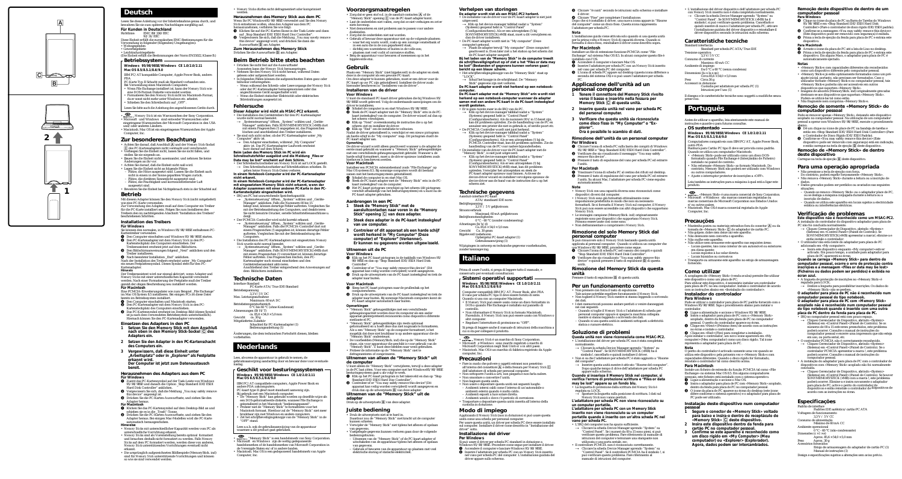# Deutsch

## Betriebssystem

**Windows 95/98/98SE/Windows CE 1.0/2.0/2.11**
**Mac OS 8.5/8.5.1/8.6/9.0**

## Zur besonderen Beachtung

## Betrieb

### Installation des Treibers

**Für Windows**

**Für Macintosh**

**Hinweis**

### Einsetzen des Adapters in den PC

**1 Setzen Sie den Memory Stick mit dem Anschluß nach oben in den Memory Stick-Sockel C des Adapters ein.**

**2 Setzen Sie den Adapter in den PC-Kartenschacht des Computers ein.**

**3 Vergewissern, daß diese Einheit unter „Arbeitsplatz" oder in „Explorer" als Festplatte erkannt wird.**

### Herausnehmen des Adapters aus dem PC

**Für Windows**

**Für Macintosh**

**Hinweis**

### Herausnehmen des Memory Stick aus dem PC

### Zum Herausnehmen des Memory Stick

## Beim Betrieb bitte stets beachten

## Fehlersuche

## Technische Daten

# Nederlands

## Geschikt voor besturingssysteem

**Windows 95/98/98SE/Windows CE 1.0/2.0/2.11**
**Mac OS 8.5/8.5.1/8.6/9.0**

## Voorzorgsmaatregelen

## Gebruik

### Installeren van de driver

**Voor Windows**

**Voor Macintosh**

### Aanbrengen in een PC

**1 Steek de "Memory Stick" met de aansluitcontacten naar voren in de "Memory Stick" opening C van deze adapter.**

**2 Steek deze adapter in de PC-kaart insteekgleuf van uw computer.**

**3 Controleer of dit apparaat als een harde schijf wordt herkend in "My Computer" (Deze computer) of "Explorer" (Verkenner).**

### Uitnemen uit de PC

**Voor Windows**

**Voor Macintosh**

**Opmerkingen**

### Uitnemen van alleen de "Memory Stick" uit de computer

### Uitnemen van de "Memory Stick" uit de adapter

## Juiste bediening

## Verhelpen van storingen

## Technische gegevens

# Italiano

## Sistemi operativi supportati

**Windows 95/98/98SE/Windows CE 1.0/2.0/2.11**
**Mac OS 8.5/8.5.1/8.6/9.0**

## Precauzioni

## Modo di impiego

### Installazione del driver

**Per Windows**

**Per Macintosh**

### Applicazione dell'unità ad un personal computer

**1 Tenere il connettore del Memory Stick rivolto verso il basso e inserirlo nella fessura per Memory Stick C di questa unità.**

**2 Inserire questa unità nel vano per scheda PC del personal computer.**

**3 Verificare che questa unità sia riconosciuta come disco fisso in "My Computer" e "Explorer".**

### Rimozione dell'unità da un personal computer

**Per Windows**

**Per Macintosh**

**Note**

### Rimozione del solo Memory Stick dal personal computer

### Rimozione del Memory Stick da questa unità

## Per un funzionamento corretto

## Soluzione di problemi

## Caratteristiche tecniche

# Português

## Os sustentado

**Windows 95/98/98SE/Windows CE 1.0/2.0/2.11**
**Mac OS 8.5/8.5.1/8.6/9.0**

## Precauções

## Como utilizar

### Instalação do controlador

**Para Windows**

**Para Macintosh**

### Inserção no computador pessoal

**1 Segure o conector de «Memory Stick» voltado para baixo e insira-o dentro do receptáculo de «Memory Stick» C deste dispositivo.**

**2 Insira este dispositivo dentro da fenda para cartão PC no computador pessoal.**

**3 Confirme se este aparelho é reconhecido como um disco rígido em «My Computer» (Meu computador) ou «Explorer» (Explorador).**

### Remoção deste dispositivo de dentro de um computador pessoal

**Para Windows**

**Para Macintosh**

**Notas**

### Remoção de «Memory Stick» de dentro do computador pessoal

### Remoção de «Memory Stick» de dentro deste dispositivo

## Para uma operação apropriada

## Verificação de problemas

## Especificações